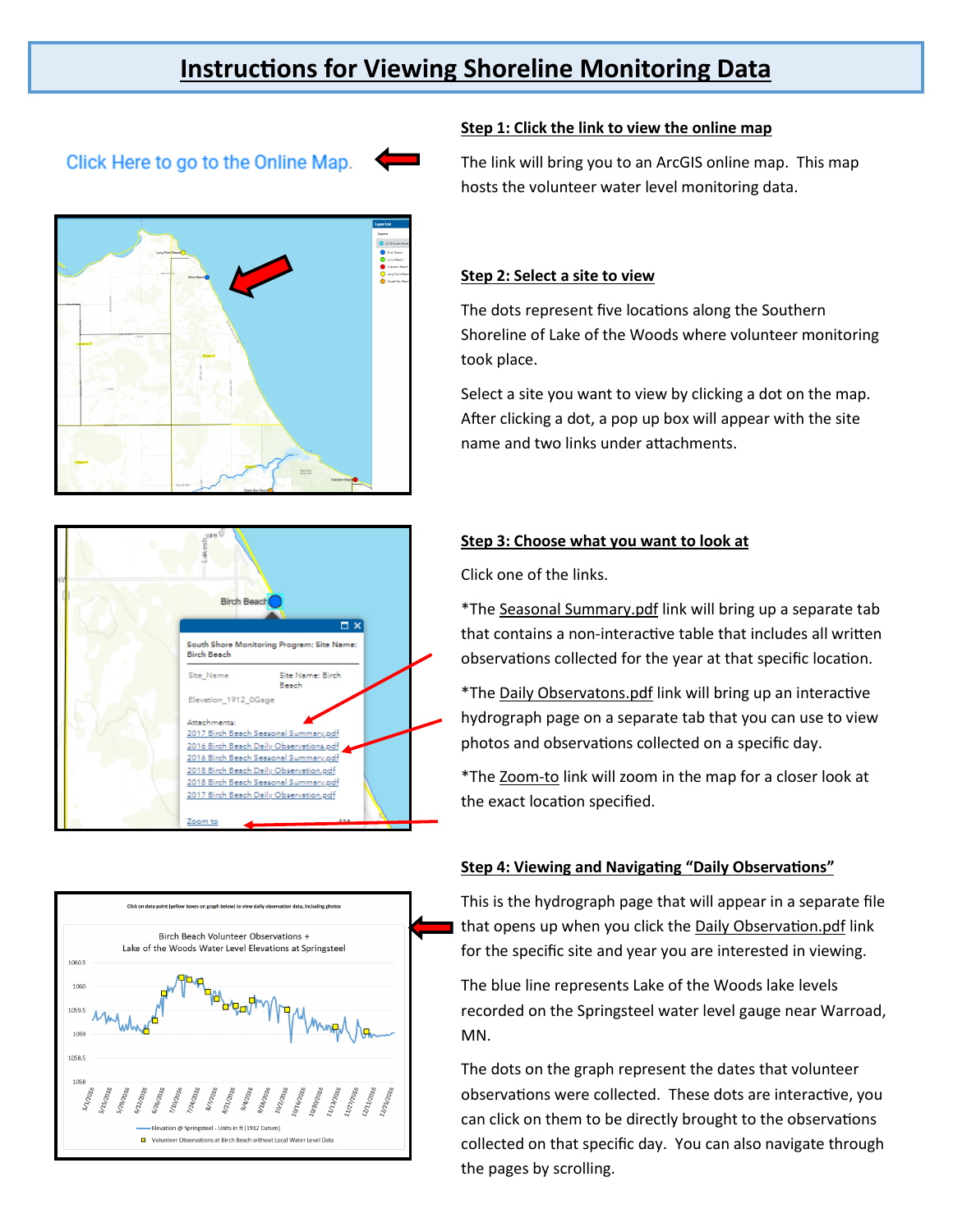# Instructions for Viewing Shoreline Monitoring Data

Click Here to go to the Online Map.

## Step 1: Click the link to view the online map

The link will bring you to an ArcGIS online map. This map hosts the volunteer water level monitoring data.

## Step 2: Select a site to view

The dots represent five locations along the Southern Shoreline of Lake of the Woods where volunteer monitoring took place.

Select a site you want to view by clicking a dot on the map. After clicking a dot, a pop up box will appear with the site name and two links under attachments.

## Step 3: Choose what you want to look at

Click one of the links.

*The Seasonal Summary.pdf link will bring up a separate tab that contains a non-interactive table that includes all written observations collected for the year at that specific location.

*The Daily Observatons.pdf link will bring up an interactive hydrograph page on a separate tab that you can use to view photos and observations collected on a specific day.

*The Zoom-to link will zoom in the map for a closer look at the exact location specified.

## Step 4: Viewing and Navigating "Daily Observations"

This is the hydrograph page that will appear in a separate file that opens up when you click the Daily Observation.pdf link for the specific site and year you are interested in viewing.

The blue line represents Lake of the Woods lake levels recorded on the Springsteel water level gauge near Warroad, MN.

The dots on the graph represent the dates that volunteer observations were collected. These dots are interactive, you can click on them to be directly brought to the observations collected on that specific day. You can also navigate through the pages by scrolling.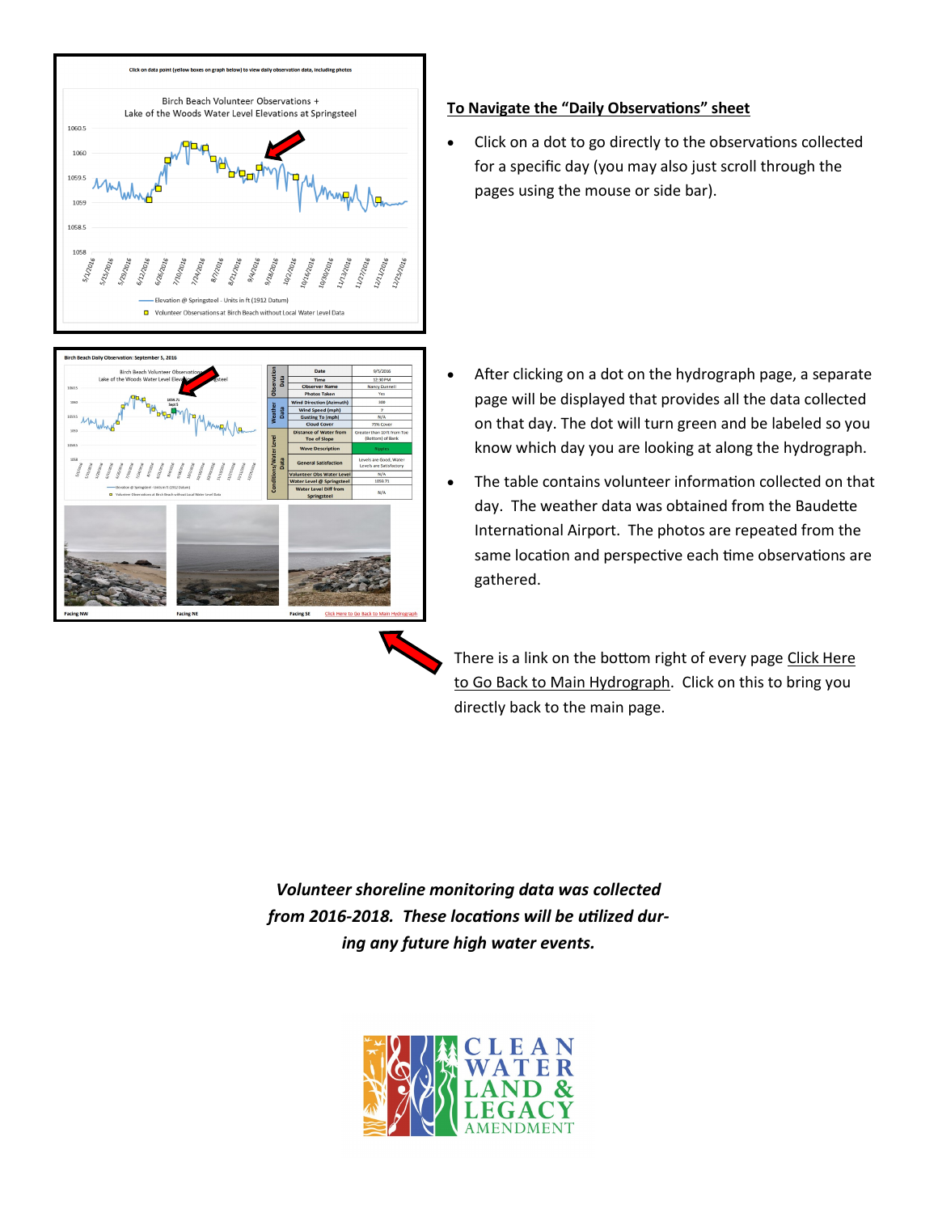Click on data point (yellow boxes on graph below) to view daily observation data, including photos

Birch Beach Volunteer Observations +
Lake of the Woods Water Level Elevations at Springsteel

1060.5
1060
1059.5
1059
1058.5
1058

5/1/2016
5/15/2016
5/29/2016
6/12/2016
6/26/2016
7/10/2016
7/24/2016
8/7/2016
8/21/2016
9/4/2016
9/18/2016
10/2/2016
10/16/2016
10/30/2016
11/13/2016
11/27/2016
12/11/2016
12/25/2016

Elevation @ Springsteel - Units in ft (1912 Datum)
Volunteer Observations at Birch Beach without Local Water Level Data

## To Navigate the "Daily Observations" sheet

- Click on a dot to go directly to the observations collected for a specific day (you may also just scroll through the pages using the mouse or side bar).

Birch Beach Daily Observation: September 5, 2016

| | | |
|---|---|---|
| Observation Data | Date | 9/5/2016 |
| | Time | 12:30 PM |
| | Observer Name | Nancy Dunnell |
| | Photos Taken | Yes |
| Weather Data | Wind Direction (Azimuth) | 300 |
| | Wind Speed (mph) | 7 |
| | Gusting To (mph) | N/A |
| | Cloud Cover | 75% Cover |
| Conditions/Water Level Data | Distance of Water from Toe of Slope | Greater than 10ft from Toe (Bottom) of Bank |
| | Wave Description | Ripples |
| | General Satisfaction | Levels are Good, Water Levels are Satisfactory |
| | Volunteer Obs Water Level | N/A |
| | Water Level @ Springsteel | 1059.73 |
| | Water Level Diff from Springsteel | N/A |

Facing NW

Facing NE

Facing SE

Click Here to Go Back to Main Hydrograph

- After clicking on a dot on the hydrograph page, a separate page will be displayed that provides all the data collected on that day. The dot will turn green and be labeled so you know which day you are looking at along the hydrograph.
- The table contains volunteer information collected on that day. The weather data was obtained from the Baudette International Airport. The photos are repeated from the same location and perspective each time observations are gathered.

There is a link on the bottom right of every page Click Here to Go Back to Main Hydrograph. Click on this to bring you directly back to the main page.

***Volunteer shoreline monitoring data was collected from 2016-2018. These locations will be utilized during any future high water events.***

CLEAN WATER LAND & LEGACY AMENDMENT